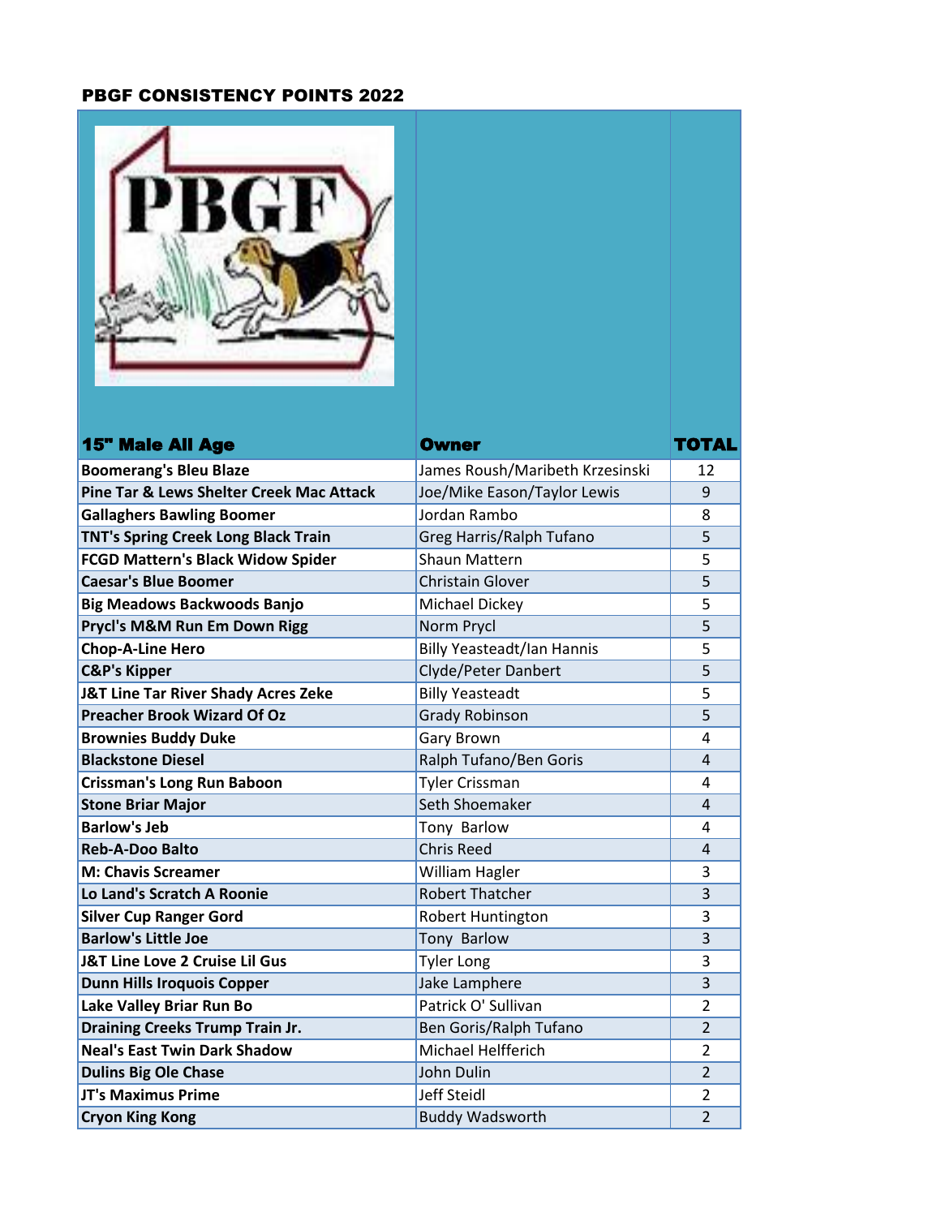# PBGF CONSISTENCY POINTS 2022

| 15" Male All Age | Owner | TOTAL |
|---|---|---|
| Boomerang's Bleu Blaze | James Roush/Maribeth Krzesinski | 12 |
| Pine Tar & Lews Shelter Creek Mac Attack | Joe/Mike Eason/Taylor Lewis | 9 |
| Gallaghers Bawling Boomer | Jordan Rambo | 8 |
| TNT's Spring Creek Long Black Train | Greg Harris/Ralph Tufano | 5 |
| FCGD Mattern's Black Widow Spider | Shaun Mattern | 5 |
| Caesar's Blue Boomer | Christain Glover | 5 |
| Big Meadows Backwoods Banjo | Michael Dickey | 5 |
| Prycl's M&M Run Em Down Rigg | Norm Prycl | 5 |
| Chop-A-Line Hero | Billy Yeasteadt/Ian Hannis | 5 |
| C&P's Kipper | Clyde/Peter Danbert | 5 |
| J&T Line Tar River Shady Acres Zeke | Billy Yeasteadt | 5 |
| Preacher Brook Wizard Of Oz | Grady Robinson | 5 |
| Brownies Buddy Duke | Gary Brown | 4 |
| Blackstone Diesel | Ralph Tufano/Ben Goris | 4 |
| Crissman's Long Run Baboon | Tyler Crissman | 4 |
| Stone Briar Major | Seth Shoemaker | 4 |
| Barlow's Jeb | Tony Barlow | 4 |
| Reb-A-Doo Balto | Chris Reed | 4 |
| M: Chavis Screamer | William Hagler | 3 |
| Lo Land's Scratch A Roonie | Robert Thatcher | 3 |
| Silver Cup Ranger Gord | Robert Huntington | 3 |
| Barlow's Little Joe | Tony Barlow | 3 |
| J&T Line Love 2 Cruise Lil Gus | Tyler Long | 3 |
| Dunn Hills Iroquois Copper | Jake Lamphere | 3 |
| Lake Valley Briar Run Bo | Patrick O' Sullivan | 2 |
| Draining Creeks Trump Train Jr. | Ben Goris/Ralph Tufano | 2 |
| Neal's East Twin Dark Shadow | Michael Helfferich | 2 |
| Dulins Big Ole Chase | John Dulin | 2 |
| JT's Maximus Prime | Jeff Steidl | 2 |
| Cryon King Kong | Buddy Wadsworth | 2 |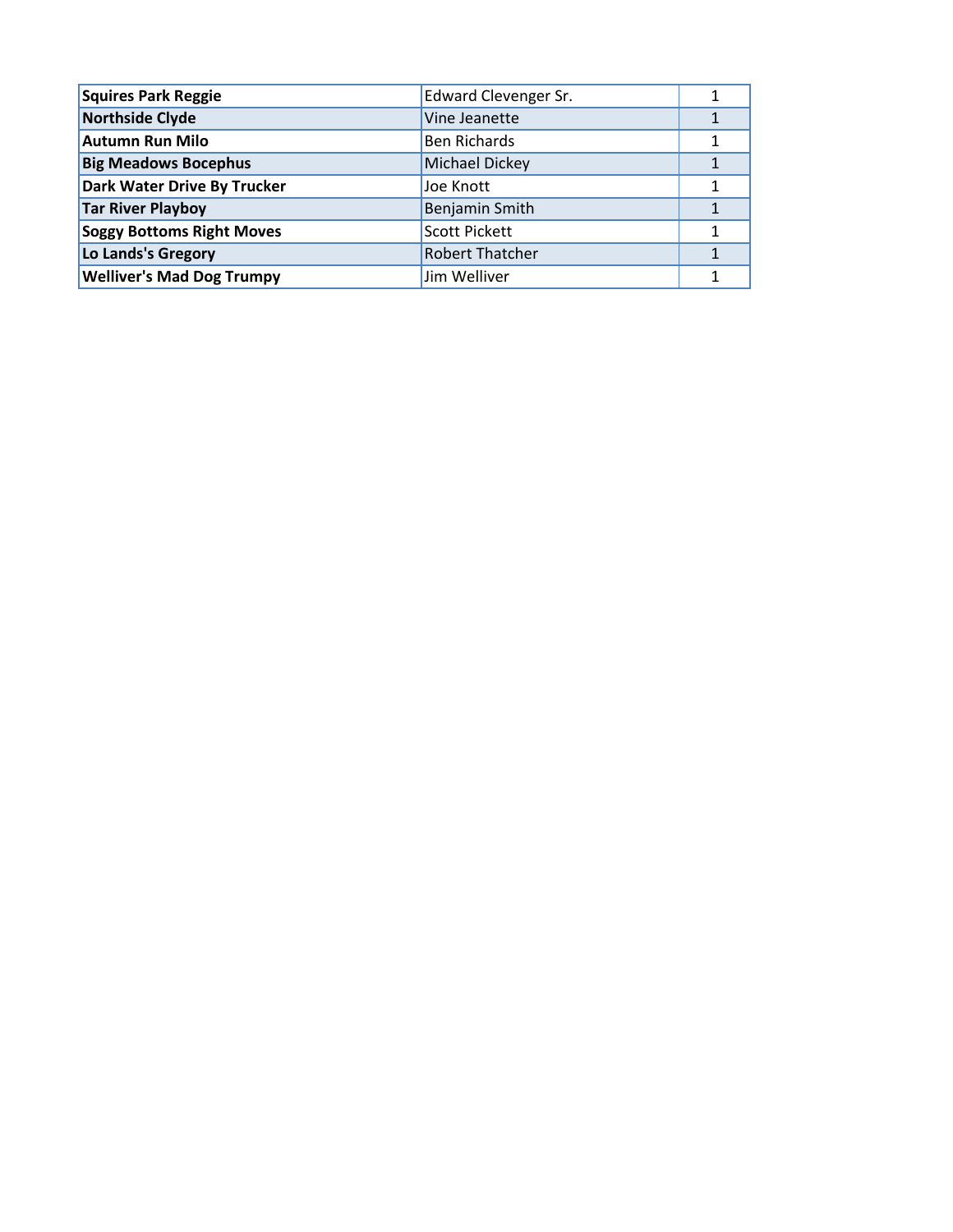| | | |
|---|---|---|
| **Squires Park Reggie** | Edward Clevenger Sr. | 1 |
| **Northside Clyde** | Vine Jeanette | 1 |
| **Autumn Run Milo** | Ben Richards | 1 |
| **Big Meadows Bocephus** | Michael Dickey | 1 |
| **Dark Water Drive By Trucker** | Joe Knott | 1 |
| **Tar River Playboy** | Benjamin Smith | 1 |
| **Soggy Bottoms Right Moves** | Scott Pickett | 1 |
| **Lo Lands's Gregory** | Robert Thatcher | 1 |
| **Welliver's Mad Dog Trumpy** | Jim Welliver | 1 |